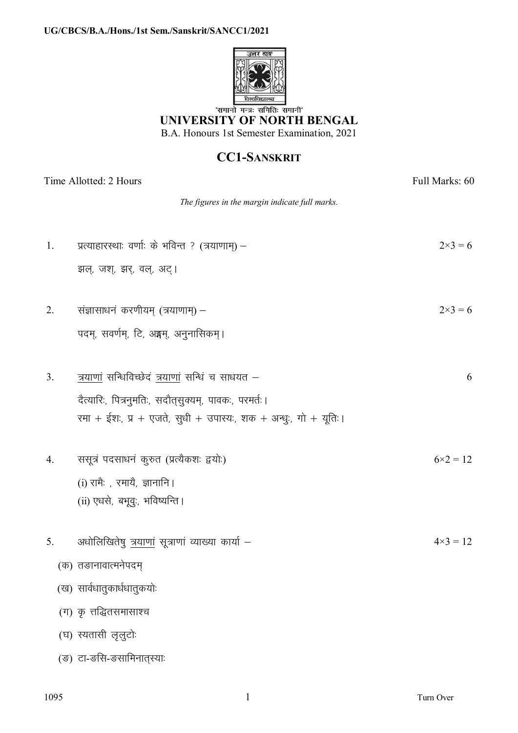'समानो मन्त्रः समितिः समानी'

# UNIVERSITY OF NORTH BENGAL

B.A. Honours 1st Semester Examination, 2021

## CC1-SANSKRIT

Time Allotted: 2 Hours — Full Marks: 60

*The figures in the margin indicate full marks.*

1. प्रत्याहारस्थाः वर्णाः के भविन्त ? (त्रयाणाम्) – $2\times3 = 6$

   झल्, जश्, झर्, वल्, अट्।

2. संज्ञासाधनं करणीयम् (त्रयाणाम्) – $2\times3 = 6$

   पदम्, सवर्णम्, टि, अङ्गम्, अनुनासिकम्।

3. <u>त्रयाणां</u> सन्धिविच्छेदं <u>त्रयाणां</u> सन्धिं च साधयत – 6

   दैत्यारिः, पित्रनुमतिः, सदौत्सुक्यम्, पावकः, परमर्तः।

   रमा + ईशः, प्र + एजते, सुधी + उपास्यः, शक + अन्धुः, गो + यूतिः।

4. ससूत्रं पदसाधनं कुरुत (प्रत्यैकशः द्वयोः) $6\times2 = 12$

   (i) रामैः , रमायै, ज्ञानानि।

   (ii) एधसे, बभूवुः, भविष्यन्ति।

5. अधोलिखितेषु <u>त्रयाणां</u> सूत्राणां व्याख्या कार्या – $4\times3 = 12$

   (क) तङानावात्मनेपदम्

   (ख) सार्वधातुकार्धधातुकयोः

   (ग) कृ त्तद्धितसमासाश्च

   (घ) स्यतासी लृलुटोः

   (ङ) टा-ङसि-ङसामिनात्स्याः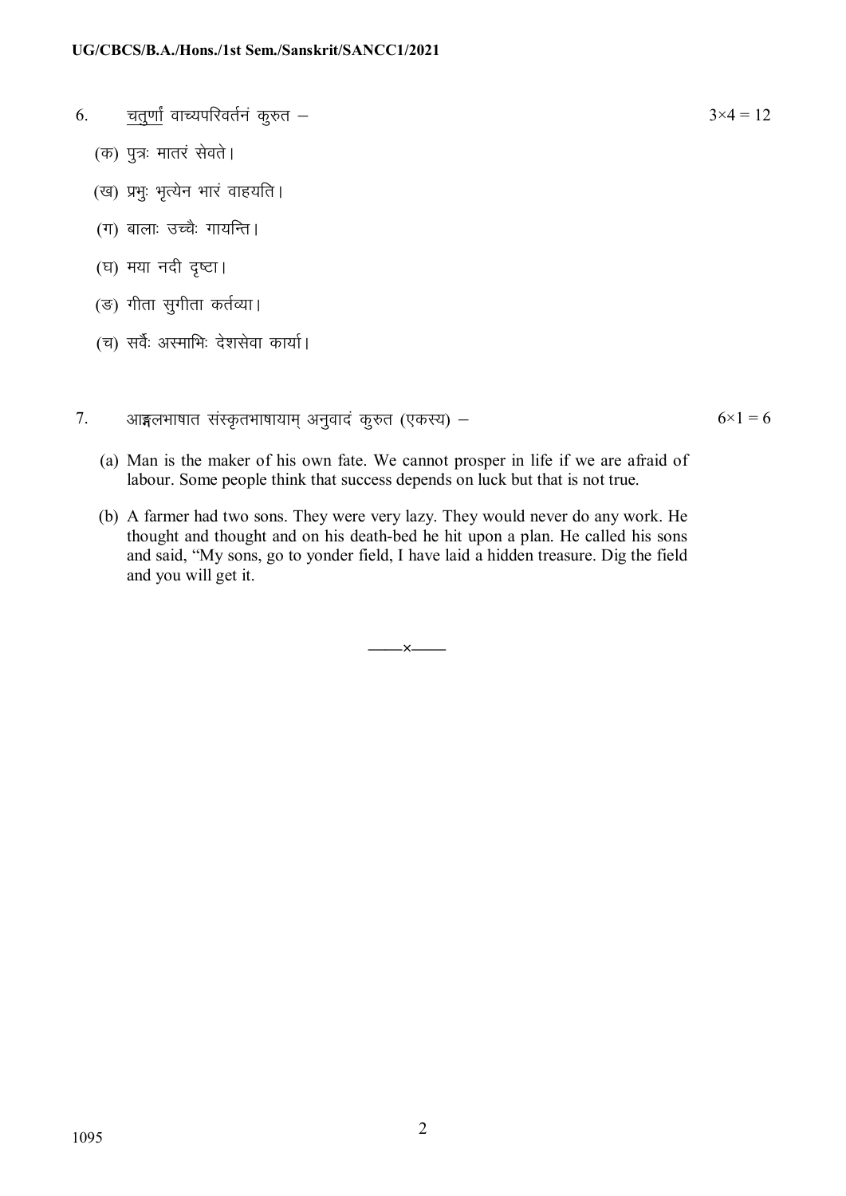6. <u>चतुर्णां</u> वाच्यपरिवर्तनं कुरुत – $3 \times 4 = 12$

   (क) पुत्रः मातरं सेवते।

   (ख) प्रभुः भृत्येन भारं वाहयति।

   (ग) बालाः उच्चैः गायन्ति।

   (घ) मया नदी दृष्टा।

   (ङ) गीता सुगीता कर्तव्या।

   (च) सर्वैः अस्माभिः देशसेवा कार्या।

7. आङ्गलभाषात संस्कृतभाषायाम् अनुवादं कुरुत (एकस्य) – $6 \times 1 = 6$

   (a) Man is the maker of his own fate. We cannot prosper in life if we are afraid of labour. Some people think that success depends on luck but that is not true.

   (b) A farmer had two sons. They were very lazy. They would never do any work. He thought and thought and on his death-bed he hit upon a plan. He called his sons and said, "My sons, go to yonder field, I have laid a hidden treasure. Dig the field and you will get it.

——×——

1095